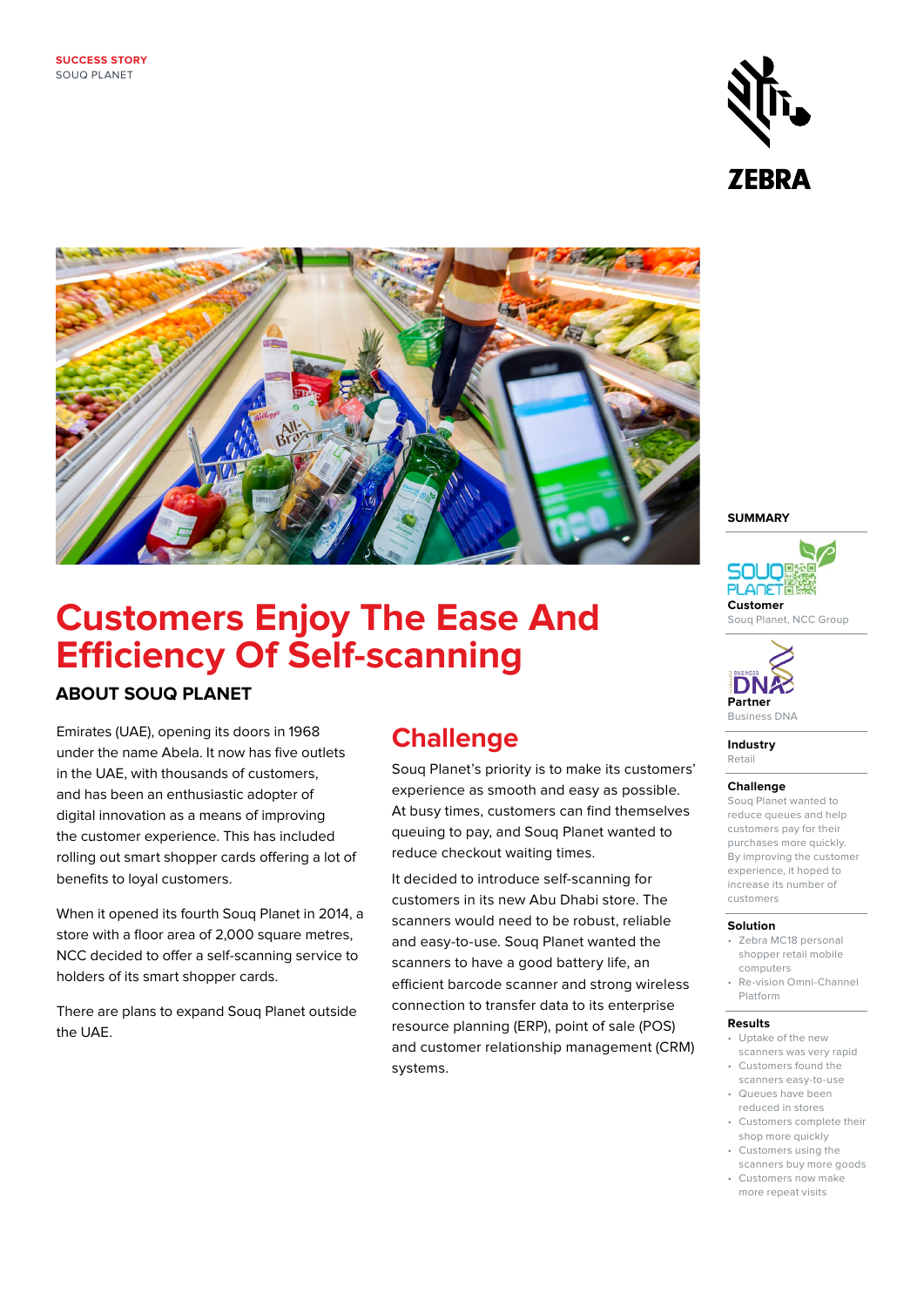**SUCCESS STORY**
SOUQ PLANET

ZEBRA

# Customers Enjoy The Ease And Efficiency Of Self-scanning

## ABOUT SOUQ PLANET

Emirates (UAE), opening its doors in 1968 under the name Abela. It now has five outlets in the UAE, with thousands of customers, and has been an enthusiastic adopter of digital innovation as a means of improving the customer experience. This has included rolling out smart shopper cards offering a lot of benefits to loyal customers.

When it opened its fourth Souq Planet in 2014, a store with a floor area of 2,000 square metres, NCC decided to offer a self-scanning service to holders of its smart shopper cards.

There are plans to expand Souq Planet outside the UAE.

## Challenge

Souq Planet's priority is to make its customers' experience as smooth and easy as possible. At busy times, customers can find themselves queuing to pay, and Souq Planet wanted to reduce checkout waiting times.

It decided to introduce self-scanning for customers in its new Abu Dhabi store. The scanners would need to be robust, reliable and easy-to-use. Souq Planet wanted the scanners to have a good battery life, an efficient barcode scanner and strong wireless connection to transfer data to its enterprise resource planning (ERP), point of sale (POS) and customer relationship management (CRM) systems.

### SUMMARY

**Customer**
Souq Planet, NCC Group

**Partner**
Business DNA

**Industry**
Retail

**Challenge**
Souq Planet wanted to reduce queues and help customers pay for their purchases more quickly. By improving the customer experience, it hoped to increase its number of customers

**Solution**

- Zebra MC18 personal shopper retail mobile computers
- Re-vision Omni-Channel Platform

**Results**

- Uptake of the new scanners was very rapid
- Customers found the scanners easy-to-use
- Queues have been reduced in stores
- Customers complete their shop more quickly
- Customers using the scanners buy more goods
- Customers now make more repeat visits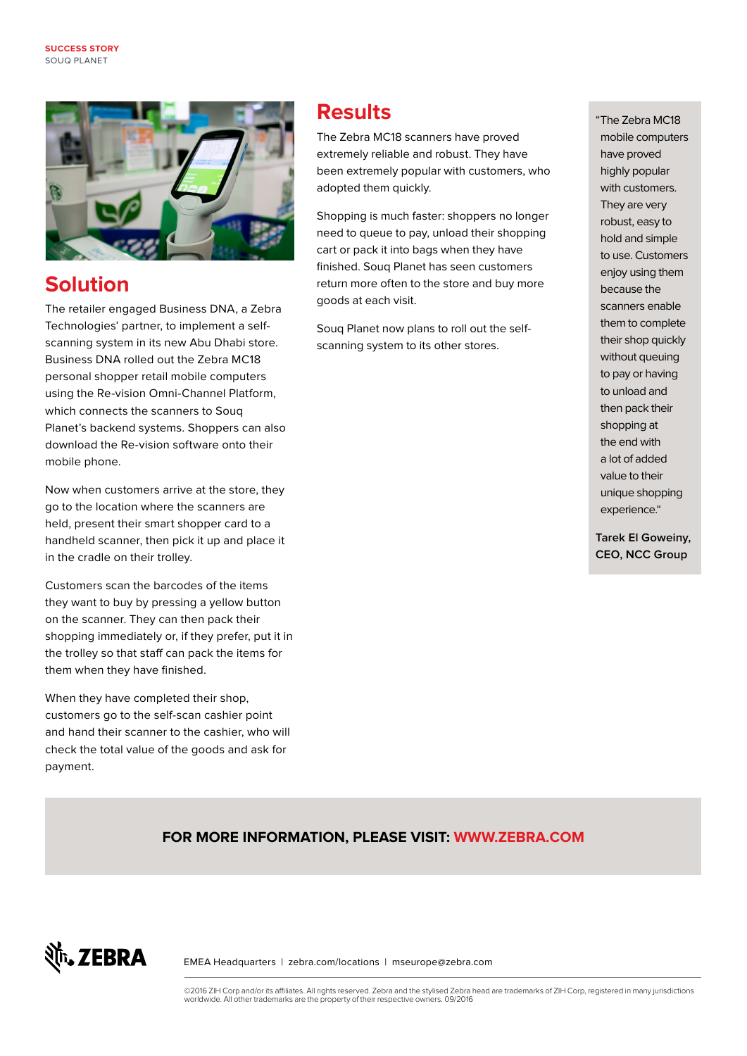## Solution

The retailer engaged Business DNA, a Zebra Technologies' partner, to implement a self-scanning system in its new Abu Dhabi store. Business DNA rolled out the Zebra MC18 personal shopper retail mobile computers using the Re-vision Omni-Channel Platform, which connects the scanners to Souq Planet's backend systems. Shoppers can also download the Re-vision software onto their mobile phone.

Now when customers arrive at the store, they go to the location where the scanners are held, present their smart shopper card to a handheld scanner, then pick it up and place it in the cradle on their trolley.

Customers scan the barcodes of the items they want to buy by pressing a yellow button on the scanner. They can then pack their shopping immediately or, if they prefer, put it in the trolley so that staff can pack the items for them when they have finished.

When they have completed their shop, customers go to the self-scan cashier point and hand their scanner to the cashier, who will check the total value of the goods and ask for payment.

## Results

The Zebra MC18 scanners have proved extremely reliable and robust. They have been extremely popular with customers, who adopted them quickly.

Shopping is much faster: shoppers no longer need to queue to pay, unload their shopping cart or pack it into bags when they have finished. Souq Planet has seen customers return more often to the store and buy more goods at each visit.

Souq Planet now plans to roll out the self-scanning system to its other stores.

> "The Zebra MC18 mobile computers have proved highly popular with customers. They are very robust, easy to hold and simple to use. Customers enjoy using them because the scanners enable them to complete their shop quickly without queuing to pay or having to unload and then pack their shopping at the end with a lot of added value to their unique shopping experience."
>
> **Tarek El Goweiny, CEO, NCC Group**

**FOR MORE INFORMATION, PLEASE VISIT: WWW.ZEBRA.COM**

EMEA Headquarters | zebra.com/locations | mseurope@zebra.com

©2016 ZIH Corp and/or its affiliates. All rights reserved. Zebra and the stylised Zebra head are trademarks of ZIH Corp, registered in many jurisdictions worldwide. All other trademarks are the property of their respective owners. 09/2016